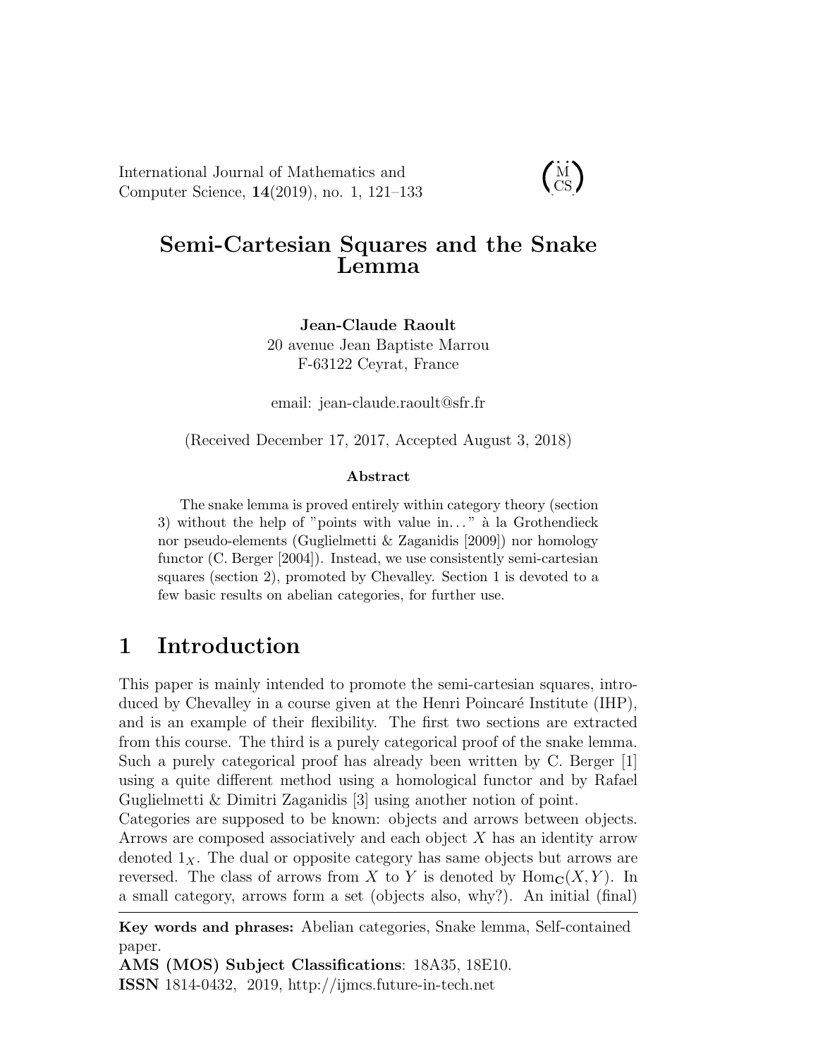International Journal of Mathematics and Computer Science, **14**(2019), no. 1, 121–133

# Semi-Cartesian Squares and the Snake Lemma

**Jean-Claude Raoult**
20 avenue Jean Baptiste Marrou
F-63122 Ceyrat, France

email: jean-claude.raoult@sfr.fr

(Received December 17, 2017, Accepted August 3, 2018)

**Abstract**

The snake lemma is proved entirely within category theory (section 3) without the help of "points with value in…" à la Grothendieck nor pseudo-elements (Guglielmetti & Zaganidis [2009]) nor homology functor (C. Berger [2004]). Instead, we use consistently semi-cartesian squares (section 2), promoted by Chevalley. Section 1 is devoted to a few basic results on abelian categories, for further use.

## 1 Introduction

This paper is mainly intended to promote the semi-cartesian squares, introduced by Chevalley in a course given at the Henri Poincaré Institute (IHP), and is an example of their flexibility. The first two sections are extracted from this course. The third is a purely categorical proof of the snake lemma. Such a purely categorical proof has already been written by C. Berger [1] using a quite different method using a homological functor and by Rafael Guglielmetti & Dimitri Zaganidis [3] using another notion of point.
Categories are supposed to be known: objects and arrows between objects. Arrows are composed associatively and each object $X$ has an identity arrow denoted $1_X$. The dual or opposite category has same objects but arrows are reversed. The class of arrows from $X$ to $Y$ is denoted by $\mathrm{Hom}_{\mathbf{C}}(X, Y)$. In a small category, arrows form a set (objects also, why?). An initial (final)

**Key words and phrases:** Abelian categories, Snake lemma, Self-contained paper.
**AMS (MOS) Subject Classifications**: 18A35, 18E10.
**ISSN** 1814-0432, 2019, http://ijmcs.future-in-tech.net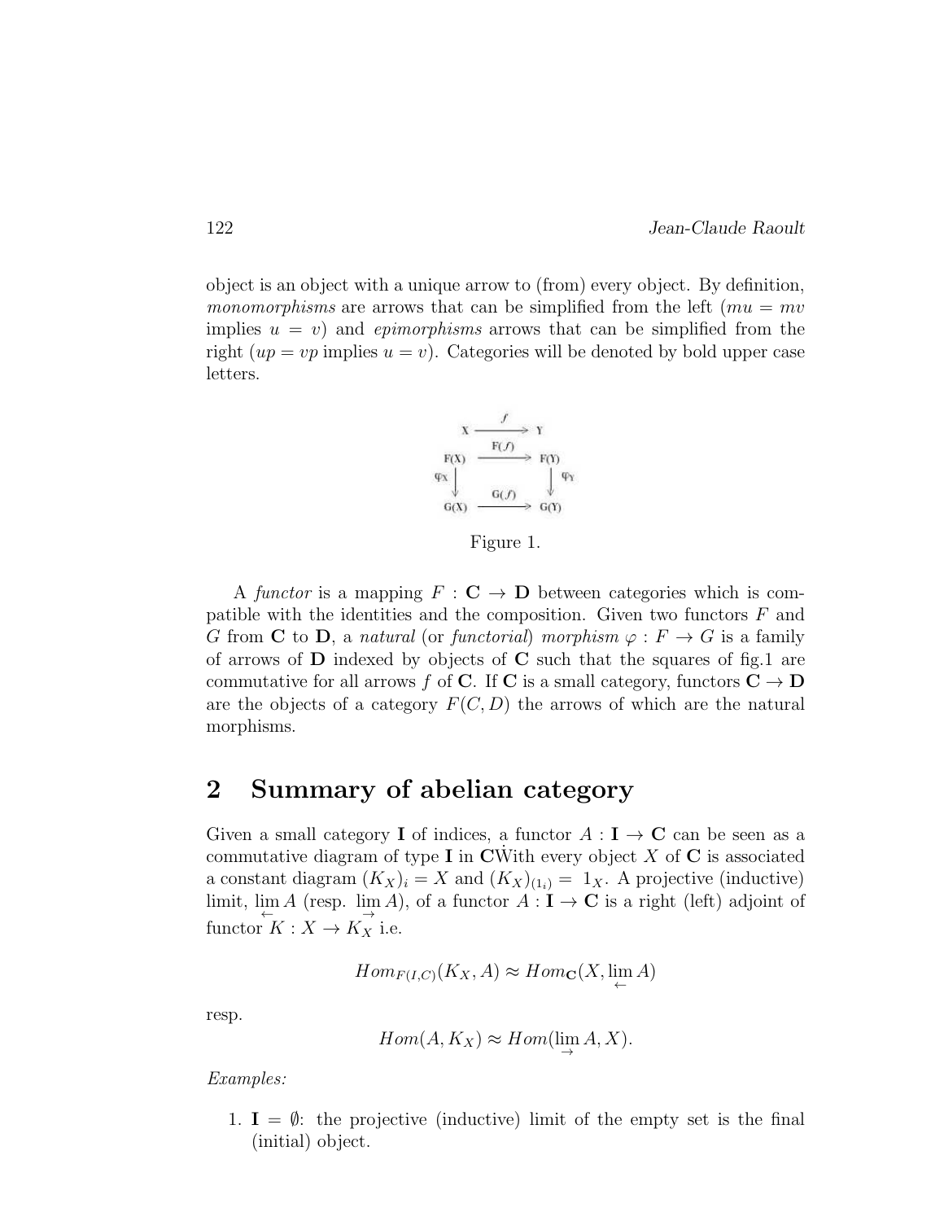object is an object with a unique arrow to (from) every object. By definition, *monomorphisms* are arrows that can be simplified from the left ($mu = mv$ implies $u = v$) and *epimorphisms* arrows that can be simplified from the right ($up = vp$ implies $u = v$). Categories will be denoted by bold upper case letters.

$$
\begin{array}{ccc}
X & \xrightarrow{f} & Y \\
F(X) & \xrightarrow{F(f)} & F(Y) \\
\varphi_X \downarrow & & \downarrow \varphi_Y \\
G(X) & \xrightarrow{G(f)} & G(Y)
\end{array}
$$

Figure 1.

A *functor* is a mapping $F : \mathbf{C} \to \mathbf{D}$ between categories which is compatible with the identities and the composition. Given two functors $F$ and $G$ from $\mathbf{C}$ to $\mathbf{D}$, a *natural* (or *functorial*) *morphism* $\varphi : F \to G$ is a family of arrows of $\mathbf{D}$ indexed by objects of $\mathbf{C}$ such that the squares of fig.1 are commutative for all arrows $f$ of $\mathbf{C}$. If $\mathbf{C}$ is a small category, functors $\mathbf{C} \to \mathbf{D}$ are the objects of a category $F(C, D)$ the arrows of which are the natural morphisms.

## 2 Summary of abelian category

Given a small category $\mathbf{I}$ of indices, a functor $A : \mathbf{I} \to \mathbf{C}$ can be seen as a commutative diagram of type $\mathbf{I}$ in $\mathbf{C}$With every object $X$ of $\mathbf{C}$ is associated a constant diagram $(K_X)_i = X$ and $(K_X)_{(1_i)} = 1_X$. A projective (inductive) limit, $\lim\limits_{\leftarrow} A$ (resp. $\lim\limits_{\rightarrow} A$), of a functor $A : \mathbf{I} \to \mathbf{C}$ is a right (left) adjoint of functor $K : X \to K_X$ i.e.

$$Hom_{F(I,C)}(K_X, A) \approx Hom_{\mathbf{C}}(X, \lim_{\leftarrow} A)$$

resp.

$$Hom(A, K_X) \approx Hom(\lim_{\rightarrow} A, X).$$

*Examples:*

1. $\mathbf{I} = \emptyset$: the projective (inductive) limit of the empty set is the final (initial) object.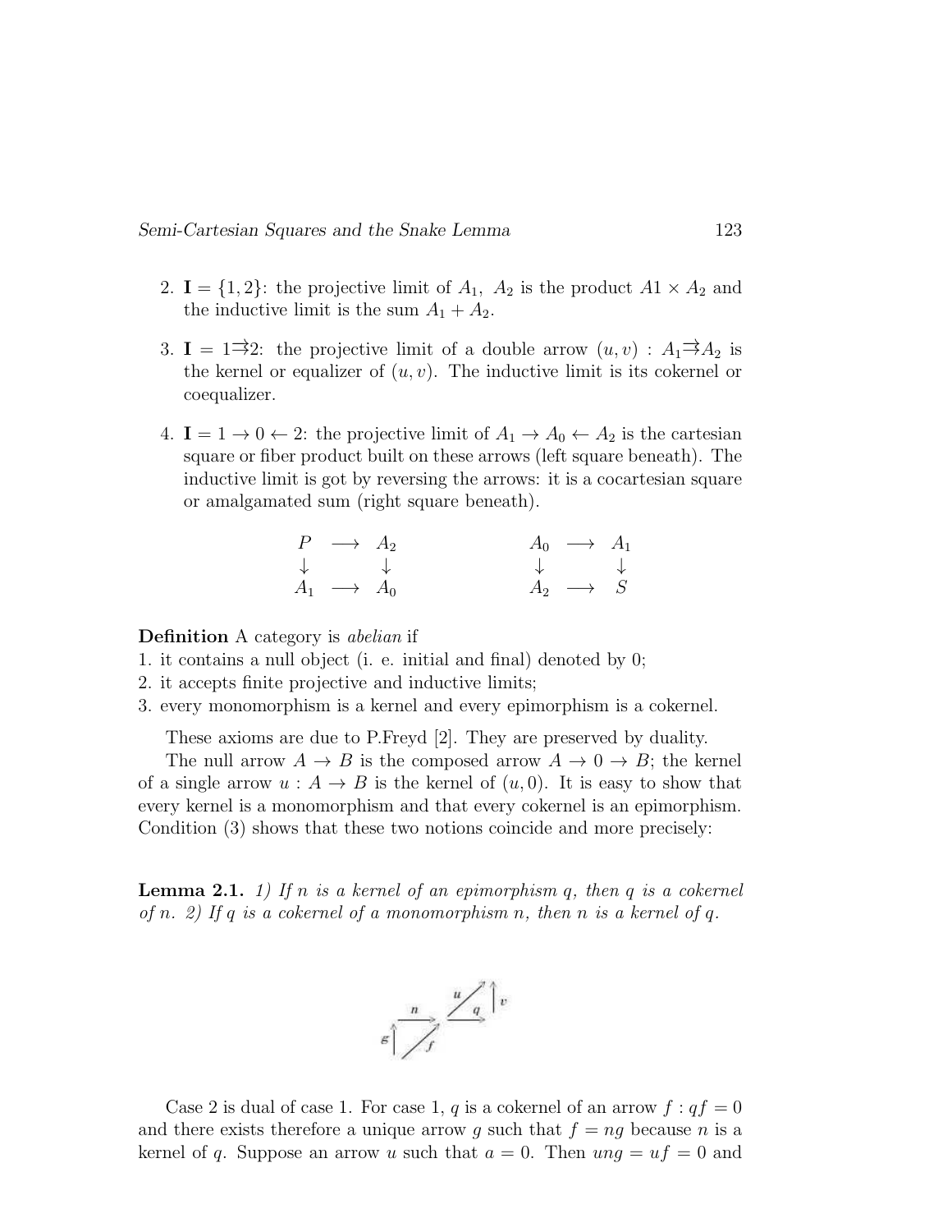2. $\mathbf{I} = \{1, 2\}$: the projective limit of $A_1$, $A_2$ is the product $A1 \times A_2$ and the inductive limit is the sum $A_1 + A_2$.

3. $\mathbf{I} = 1 \rightrightarrows 2$: the projective limit of a double arrow $(u, v) : A_1 \rightrightarrows A_2$ is the kernel or equalizer of $(u, v)$. The inductive limit is its cokernel or coequalizer.

4. $\mathbf{I} = 1 \to 0 \leftarrow 2$: the projective limit of $A_1 \to A_0 \leftarrow A_2$ is the cartesian square or fiber product built on these arrows (left square beneath). The inductive limit is got by reversing the arrows: it is a cocartesian square or amalgamated sum (right square beneath).

$$
\begin{array}{ccc}
P & \longrightarrow & A_2 \\
\downarrow & & \downarrow \\
A_1 & \longrightarrow & A_0
\end{array}
\qquad\qquad\qquad
\begin{array}{ccc}
A_0 & \longrightarrow & A_1 \\
\downarrow & & \downarrow \\
A_2 & \longrightarrow & S
\end{array}
$$

**Definition** A category is *abelian* if
1. it contains a null object (i. e. initial and final) denoted by 0;
2. it accepts finite projective and inductive limits;
3. every monomorphism is a kernel and every epimorphism is a cokernel.

These axioms are due to P.Freyd [2]. They are preserved by duality.

The null arrow $A \to B$ is the composed arrow $A \to 0 \to B$; the kernel of a single arrow $u : A \to B$ is the kernel of $(u, 0)$. It is easy to show that every kernel is a monomorphism and that every cokernel is an epimorphism. Condition (3) shows that these two notions coincide and more precisely:

**Lemma 2.1.** *1) If $n$ is a kernel of an epimorphism $q$, then $q$ is a cokernel of $n$. 2) If $q$ is a cokernel of a monomorphism $n$, then $n$ is a kernel of $q$.*

Case 2 is dual of case 1. For case 1, $q$ is a cokernel of an arrow $f : qf = 0$ and there exists therefore a unique arrow $g$ such that $f = ng$ because $n$ is a kernel of $q$. Suppose an arrow $u$ such that $a = 0$. Then $ung = uf = 0$ and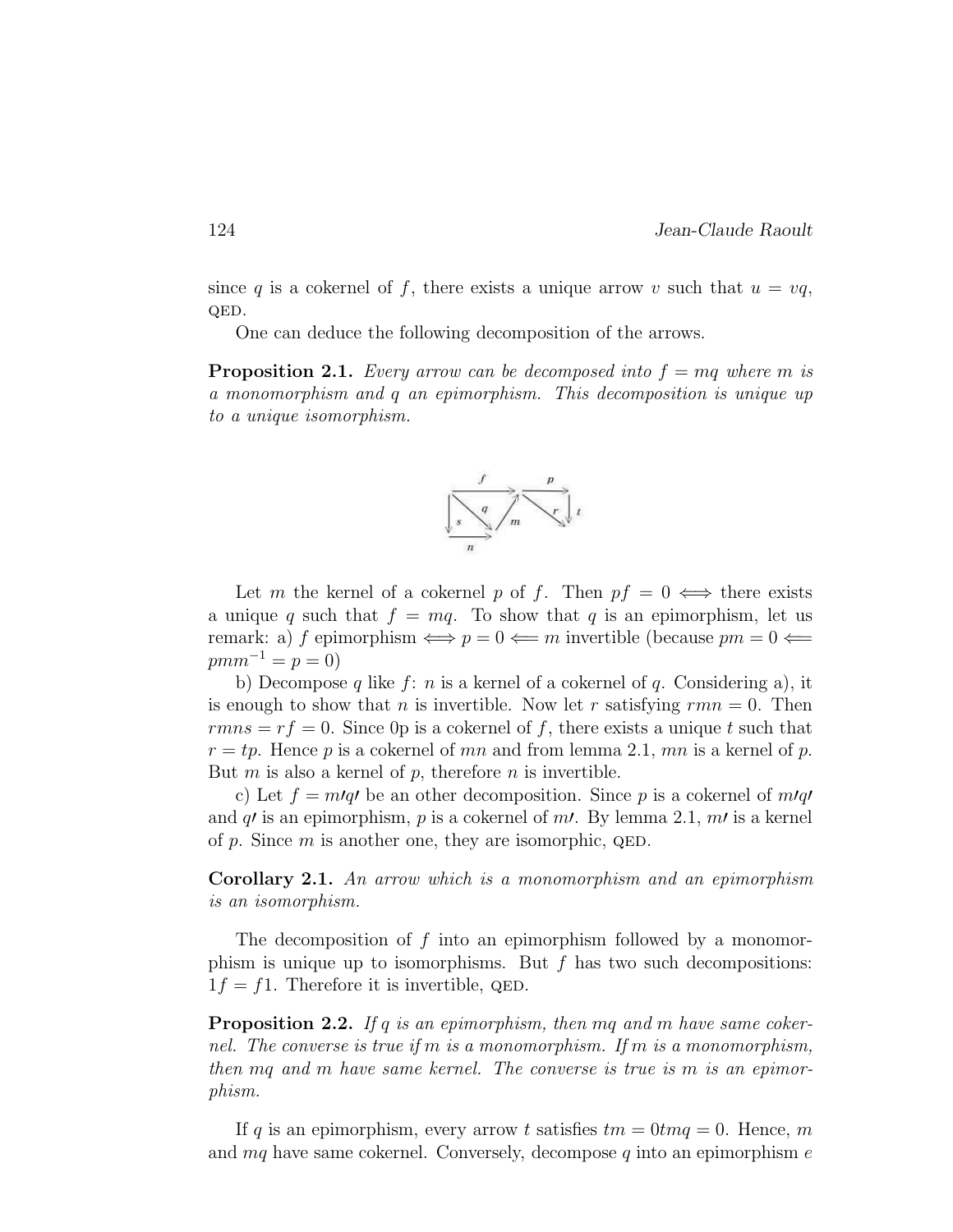since $q$ is a cokernel of $f$, there exists a unique arrow $v$ such that $u = vq$, QED.

One can deduce the following decomposition of the arrows.

**Proposition 2.1.** *Every arrow can be decomposed into $f = mq$ where $m$ is a monomorphism and $q$ an epimorphism. This decomposition is unique up to a unique isomorphism.*

Let $m$ the kernel of a cokernel $p$ of $f$. Then $pf = 0 \iff$ there exists a unique $q$ such that $f = mq$. To show that $q$ is an epimorphism, let us remark: a) $f$ epimorphism $\iff p = 0 \Longleftarrow m$ invertible (because $pm = 0 \Longleftarrow pmm^{-1} = p = 0$)

b) Decompose $q$ like $f$: $n$ is a kernel of a cokernel of $q$. Considering a), it is enough to show that $n$ is invertible. Now let $r$ satisfying $rmn = 0$. Then $rmns = rf = 0$. Since 0p is a cokernel of $f$, there exists a unique $t$ such that $r = tp$. Hence $p$ is a cokernel of $mn$ and from lemma 2.1, $mn$ is a kernel of $p$. But $m$ is also a kernel of $p$, therefore $n$ is invertible.

c) Let $f = m\prime q\prime$ be an other decomposition. Since $p$ is a cokernel of $m\prime q\prime$ and $q\prime$ is an epimorphism, $p$ is a cokernel of $m\prime$. By lemma 2.1, $m\prime$ is a kernel of $p$. Since $m$ is another one, they are isomorphic, QED.

**Corollary 2.1.** *An arrow which is a monomorphism and an epimorphism is an isomorphism.*

The decomposition of $f$ into an epimorphism followed by a monomorphism is unique up to isomorphisms. But $f$ has two such decompositions: $1f = f1$. Therefore it is invertible, QED.

**Proposition 2.2.** *If $q$ is an epimorphism, then $mq$ and $m$ have same cokernel. The converse is true if $m$ is a monomorphism. If $m$ is a monomorphism, then $mq$ and $m$ have same kernel. The converse is true is $m$ is an epimorphism.*

If $q$ is an epimorphism, every arrow $t$ satisfies $tm = 0tmq = 0$. Hence, $m$ and $mq$ have same cokernel. Conversely, decompose $q$ into an epimorphism $e$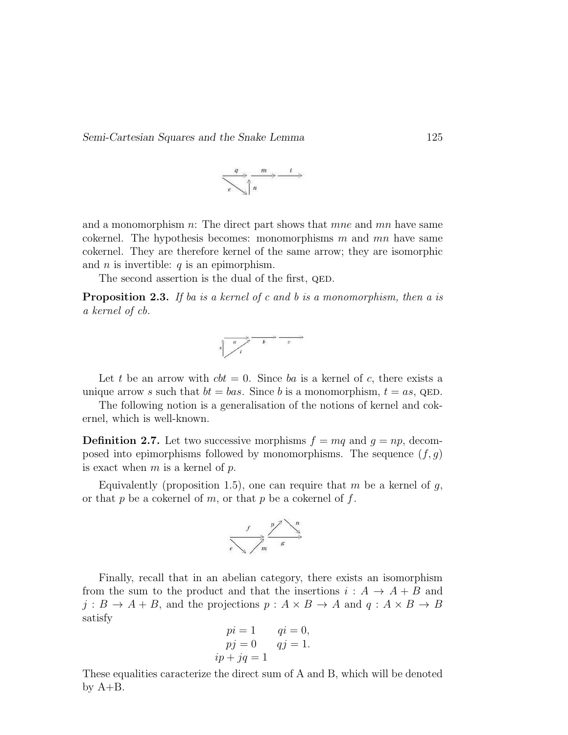and a monomorphism $n$: The direct part shows that $mne$ and $mn$ have same cokernel. The hypothesis becomes: monomorphisms $m$ and $mn$ have same cokernel. They are therefore kernel of the same arrow; they are isomorphic and $n$ is invertible: $q$ is an epimorphism.

The second assertion is the dual of the first, QED.

**Proposition 2.3.** *If $ba$ is a kernel of $c$ and $b$ is a monomorphism, then $a$ is a kernel of $cb$.*

Let $t$ be an arrow with $cbt = 0$. Since $ba$ is a kernel of $c$, there exists a unique arrow $s$ such that $bt = bas$. Since $b$ is a monomorphism, $t = as$, QED.

The following notion is a generalisation of the notions of kernel and cokernel, which is well-known.

**Definition 2.7.** Let two successive morphisms $f = mq$ and $g = np$, decomposed into epimorphisms followed by monomorphisms. The sequence $(f, g)$ is exact when $m$ is a kernel of $p$.

Equivalently (proposition 1.5), one can require that $m$ be a kernel of $g$, or that $p$ be a cokernel of $m$, or that $p$ be a cokernel of $f$.

Finally, recall that in an abelian category, there exists an isomorphism from the sum to the product and that the insertions $i : A \to A + B$ and $j : B \to A + B$, and the projections $p : A \times B \to A$ and $q : A \times B \to B$ satisfy

$$
\begin{aligned}
pi &= 1 \qquad qi = 0, \\
pj &= 0 \qquad qj = 1. \\
ip &+ jq = 1
\end{aligned}
$$

These equalities caracterize the direct sum of A and B, which will be denoted by A+B.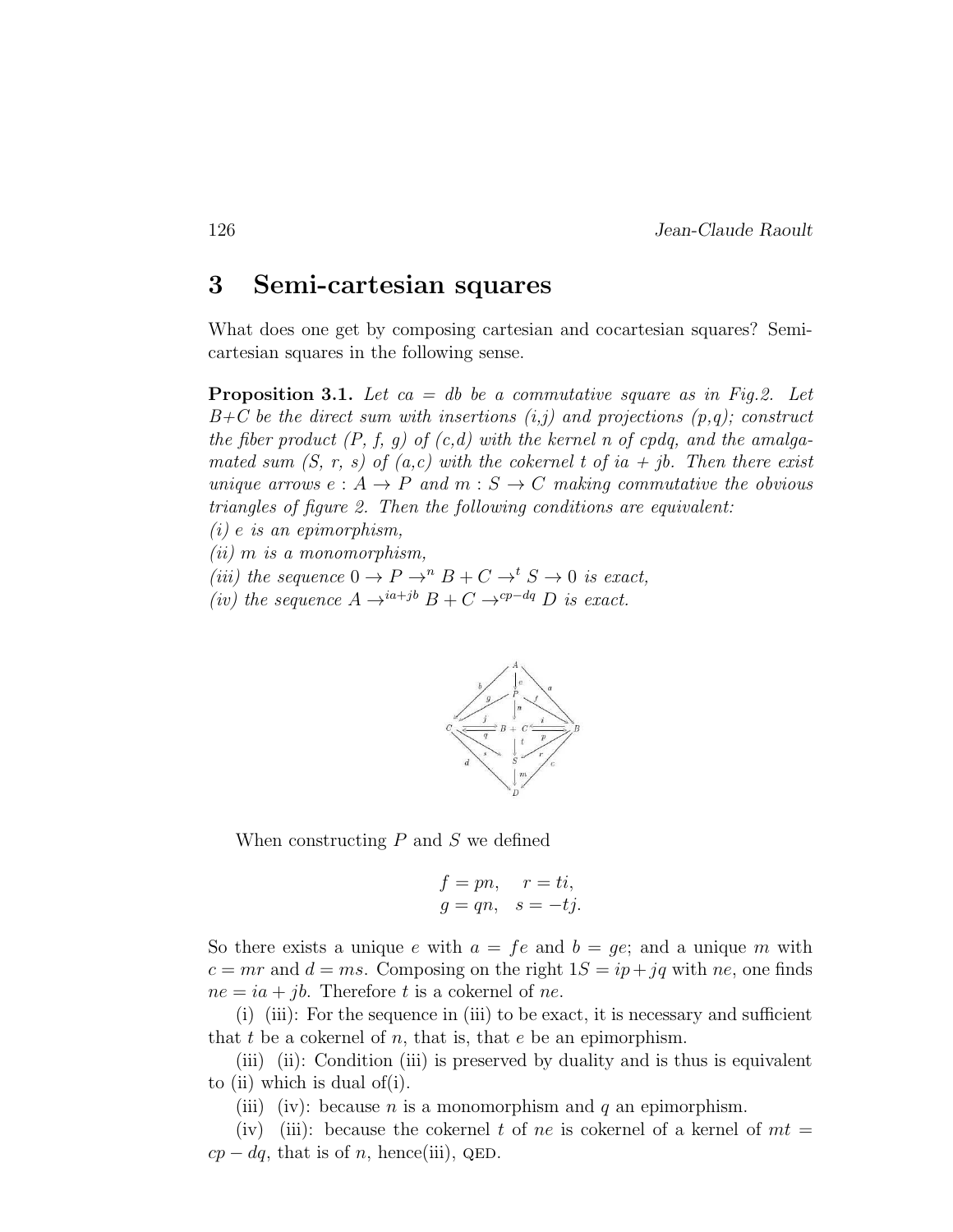## 3 Semi-cartesian squares

What does one get by composing cartesian and cocartesian squares? Semi-cartesian squares in the following sense.

**Proposition 3.1.** *Let $ca = db$ be a commutative square as in Fig.2. Let $B+C$ be the direct sum with insertions (i,j) and projections (p,q); construct the fiber product (P, f, g) of (c,d) with the kernel n of cpdq, and the amalgamated sum (S, r, s) of (a,c) with the cokernel t of ia + jb. Then there exist unique arrows $e : A \to P$ and $m : S \to C$ making commutative the obvious triangles of figure 2. Then the following conditions are equivalent:*
*(i) e is an epimorphism,*
*(ii) m is a monomorphism,*
*(iii) the sequence $0 \to P \to^n B + C \to^t S \to 0$ is exact,*
*(iv) the sequence $A \to^{ia+jb} B + C \to^{cp-dq} D$ is exact.*

When constructing $P$ and $S$ we defined

$$f = pn, \quad r = ti,$$
$$g = qn, \quad s = -tj.$$

So there exists a unique $e$ with $a = fe$ and $b = ge$; and a unique $m$ with $c = mr$ and $d = ms$. Composing on the right $1S = ip + jq$ with $ne$, one finds $ne = ia + jb$. Therefore $t$ is a cokernel of $ne$.

(i) (iii): For the sequence in (iii) to be exact, it is necessary and sufficient that $t$ be a cokernel of $n$, that is, that $e$ be an epimorphism.

(iii) (ii): Condition (iii) is preserved by duality and is thus is equivalent to (ii) which is dual of(i).

(iii) (iv): because $n$ is a monomorphism and $q$ an epimorphism.

(iv) (iii): because the cokernel $t$ of $ne$ is cokernel of a kernel of $mt = cp - dq$, that is of $n$, hence(iii), QED.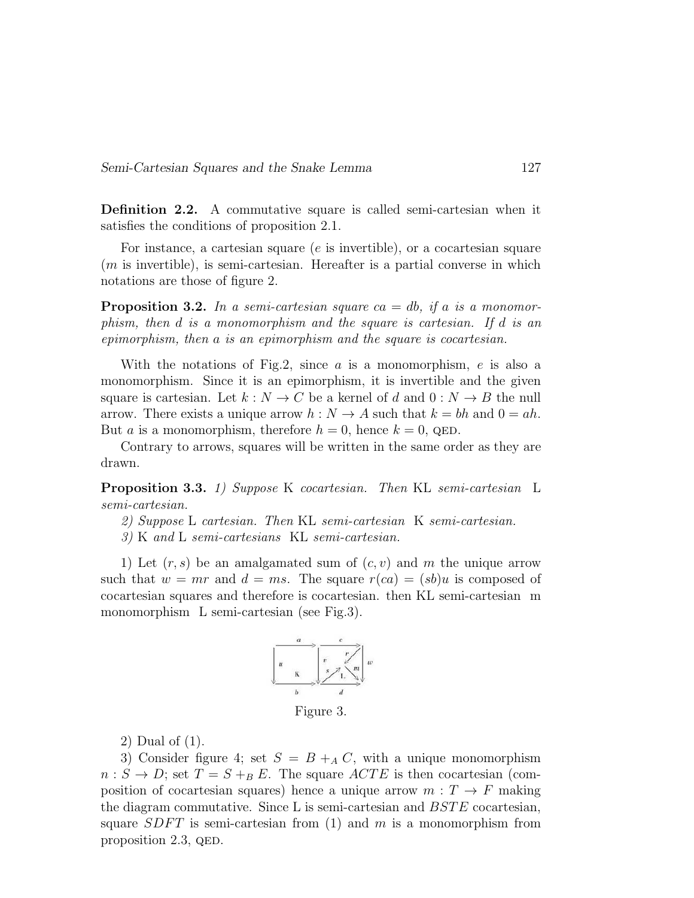**Definition 2.2.** A commutative square is called semi-cartesian when it satisfies the conditions of proposition 2.1.

For instance, a cartesian square ($e$ is invertible), or a cocartesian square ($m$ is invertible), is semi-cartesian. Hereafter is a partial converse in which notations are those of figure 2.

**Proposition 3.2.** *In a semi-cartesian square $ca = db$, if $a$ is a monomorphism, then $d$ is a monomorphism and the square is cartesian. If $d$ is an epimorphism, then $a$ is an epimorphism and the square is cocartesian.*

With the notations of Fig.2, since $a$ is a monomorphism, $e$ is also a monomorphism. Since it is an epimorphism, it is invertible and the given square is cartesian. Let $k : N \to C$ be a kernel of $d$ and $0 : N \to B$ the null arrow. There exists a unique arrow $h : N \to A$ such that $k = bh$ and $0 = ah$. But $a$ is a monomorphism, therefore $h = 0$, hence $k = 0$, QED.

Contrary to arrows, squares will be written in the same order as they are drawn.

**Proposition 3.3.** *1) Suppose* K *cocartesian. Then* KL *semi-cartesian* L *semi-cartesian.*

*2) Suppose* L *cartesian. Then* KL *semi-cartesian* K *semi-cartesian.*

*3)* K *and* L *semi-cartesians* KL *semi-cartesian.*

1) Let $(r, s)$ be an amalgamated sum of $(c, v)$ and $m$ the unique arrow such that $w = mr$ and $d = ms$. The square $r(ca) = (sb)u$ is composed of cocartesian squares and therefore is cocartesian. then KL semi-cartesian m monomorphism L semi-cartesian (see Fig.3).

Figure 3.

2) Dual of (1).

3) Consider figure 4; set $S = B +_A C$, with a unique monomorphism $n : S \to D$; set $T = S +_B E$. The square $ACTE$ is then cocartesian (composition of cocartesian squares) hence a unique arrow $m : T \to F$ making the diagram commutative. Since L is semi-cartesian and $BSTE$ cocartesian, square $SDFT$ is semi-cartesian from (1) and $m$ is a monomorphism from proposition 2.3, QED.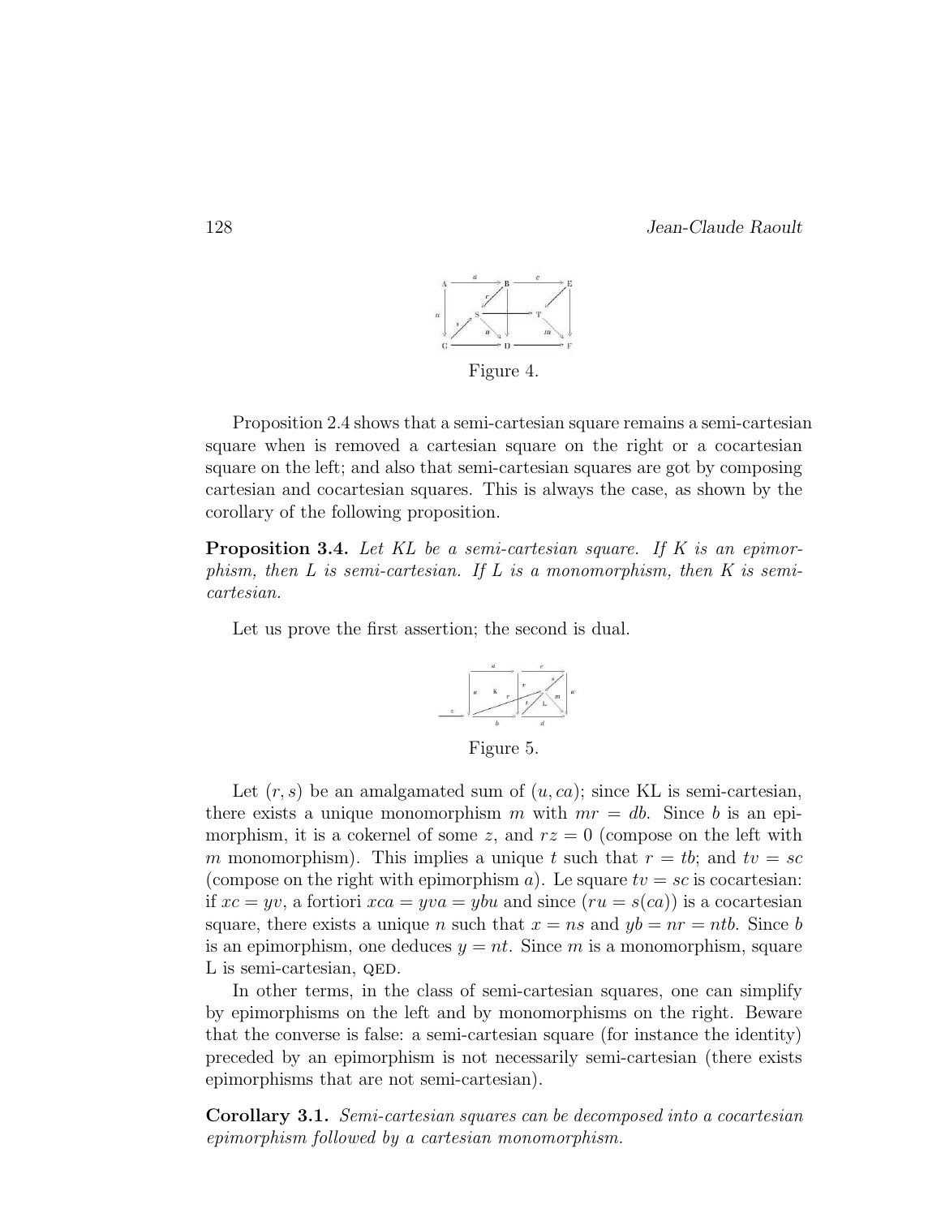Figure 4.

Proposition 2.4 shows that a semi-cartesian square remains a semi-cartesian square when is removed a cartesian square on the right or a cocartesian square on the left; and also that semi-cartesian squares are got by composing cartesian and cocartesian squares. This is always the case, as shown by the corollary of the following proposition.

**Proposition 3.4.** *Let KL be a semi-cartesian square. If K is an epimorphism, then L is semi-cartesian. If L is a monomorphism, then K is semi-cartesian.*

Let us prove the first assertion; the second is dual.

Figure 5.

Let $(r, s)$ be an amalgamated sum of $(u, ca)$; since KL is semi-cartesian, there exists a unique monomorphism $m$ with $mr = db$. Since $b$ is an epimorphism, it is a cokernel of some $z$, and $rz = 0$ (compose on the left with $m$ monomorphism). This implies a unique $t$ such that $r = tb$; and $tv = sc$ (compose on the right with epimorphism $a$). Le square $tv = sc$ is cocartesian: if $xc = yv$, a fortiori $xca = yva = ybu$ and since $(ru = s(ca))$ is a cocartesian square, there exists a unique $n$ such that $x = ns$ and $yb = nr = ntb$. Since $b$ is an epimorphism, one deduces $y = nt$. Since $m$ is a monomorphism, square L is semi-cartesian, QED.

In other terms, in the class of semi-cartesian squares, one can simplify by epimorphisms on the left and by monomorphisms on the right. Beware that the converse is false: a semi-cartesian square (for instance the identity) preceded by an epimorphism is not necessarily semi-cartesian (there exists epimorphisms that are not semi-cartesian).

**Corollary 3.1.** *Semi-cartesian squares can be decomposed into a cocartesian epimorphism followed by a cartesian monomorphism.*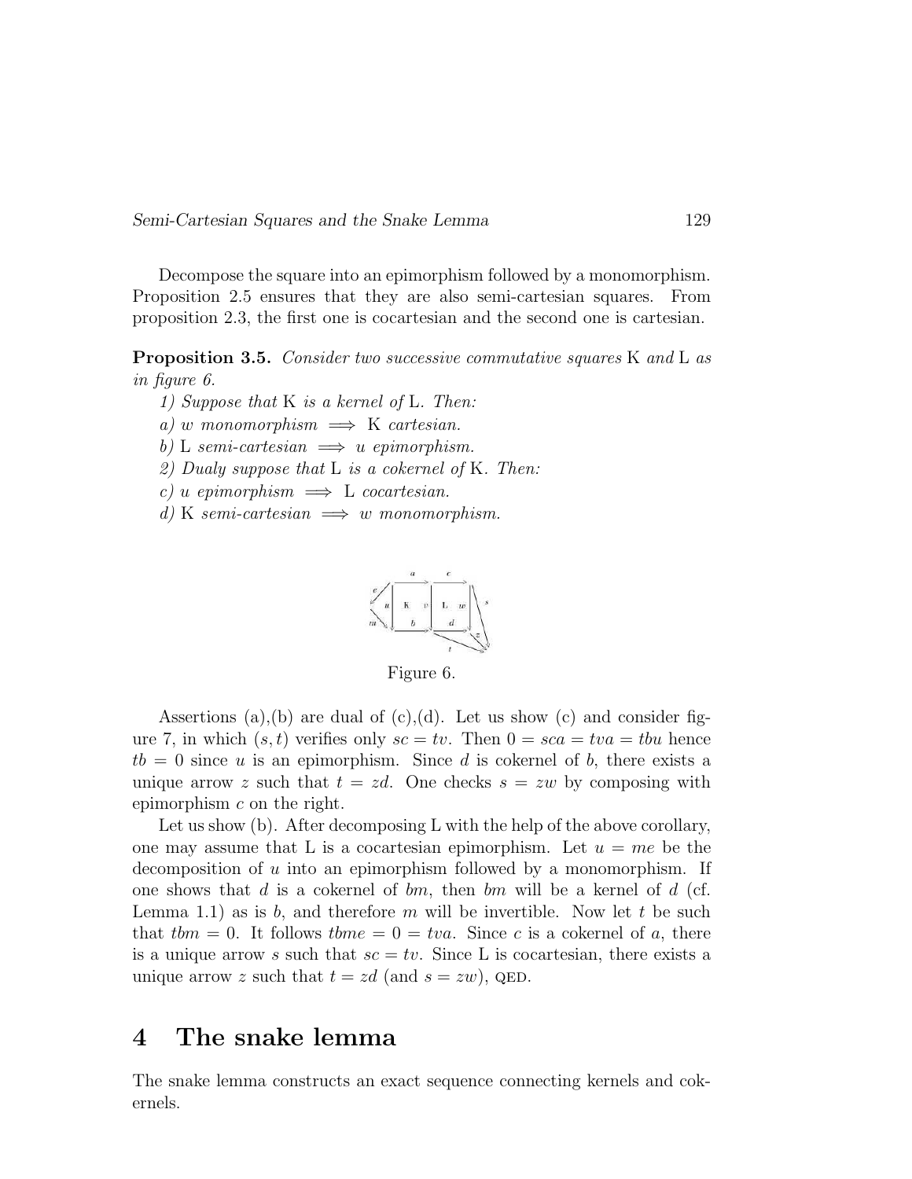Decompose the square into an epimorphism followed by a monomorphism. Proposition 2.5 ensures that they are also semi-cartesian squares. From proposition 2.3, the first one is cocartesian and the second one is cartesian.

**Proposition 3.5.** *Consider two successive commutative squares* K *and* L *as in figure 6.*

*1) Suppose that* K *is a kernel of* L*. Then:*

*a) $w$ monomorphism $\implies$* K *cartesian.*

*b)* L *semi-cartesian $\implies$ $u$ epimorphism.*

*2) Dualy suppose that* L *is a cokernel of* K*. Then:*

*c) $u$ epimorphism $\implies$* L *cocartesian.*

*d)* K *semi-cartesian $\implies$ $w$ monomorphism.*

Figure 6.

Assertions (a),(b) are dual of (c),(d). Let us show (c) and consider figure 7, in which $(s, t)$ verifies only $sc = tv$. Then $0 = sca = tva = tbu$ hence $tb = 0$ since $u$ is an epimorphism. Since $d$ is cokernel of $b$, there exists a unique arrow $z$ such that $t = zd$. One checks $s = zw$ by composing with epimorphism $c$ on the right.

Let us show (b). After decomposing L with the help of the above corollary, one may assume that L is a cocartesian epimorphism. Let $u = me$ be the decomposition of $u$ into an epimorphism followed by a monomorphism. If one shows that $d$ is a cokernel of $bm$, then $bm$ will be a kernel of $d$ (cf. Lemma 1.1) as is $b$, and therefore $m$ will be invertible. Now let $t$ be such that $tbm = 0$. It follows $tbme = 0 = tva$. Since $c$ is a cokernel of $a$, there is a unique arrow $s$ such that $sc = tv$. Since L is cocartesian, there exists a unique arrow $z$ such that $t = zd$ (and $s = zw$), QED.

# 4 The snake lemma

The snake lemma constructs an exact sequence connecting kernels and cokernels.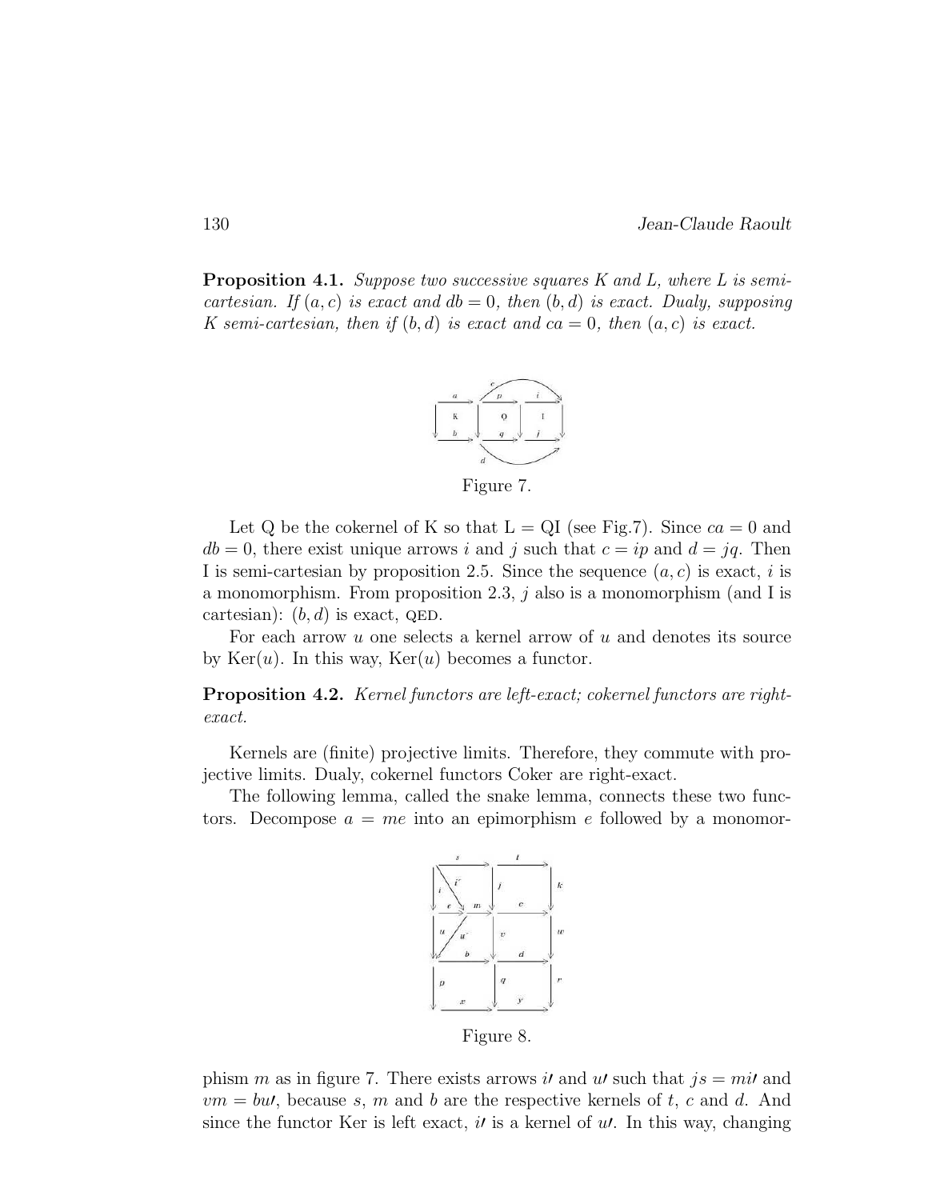**Proposition 4.1.** *Suppose two successive squares K and L, where L is semi-cartesian. If $(a, c)$ is exact and $db = 0$, then $(b, d)$ is exact. Dualy, supposing K semi-cartesian, then if $(b, d)$ is exact and $ca = 0$, then $(a, c)$ is exact.*

Figure 7.

Let Q be the cokernel of K so that L = QI (see Fig.7). Since $ca = 0$ and $db = 0$, there exist unique arrows $i$ and $j$ such that $c = ip$ and $d = jq$. Then I is semi-cartesian by proposition 2.5. Since the sequence $(a, c)$ is exact, $i$ is a monomorphism. From proposition 2.3, $j$ also is a monomorphism (and I is cartesian): $(b, d)$ is exact, QED.

For each arrow $u$ one selects a kernel arrow of $u$ and denotes its source by $\mathrm{Ker}(u)$. In this way, $\mathrm{Ker}(u)$ becomes a functor.

**Proposition 4.2.** *Kernel functors are left-exact; cokernel functors are right-exact.*

Kernels are (finite) projective limits. Therefore, they commute with projective limits. Dualy, cokernel functors Coker are right-exact.

The following lemma, called the snake lemma, connects these two functors. Decompose $a = me$ into an epimorphism $e$ followed by a monomorphism $m$ as in figure 7. There exists arrows $i\prime$ and $u\prime$ such that $js = mi\prime$ and $vm = bu\prime$, because $s$, $m$ and $b$ are the respective kernels of $t$, $c$ and $d$. And since the functor Ker is left exact, $i\prime$ is a kernel of $u\prime$. In this way, changing

Figure 8.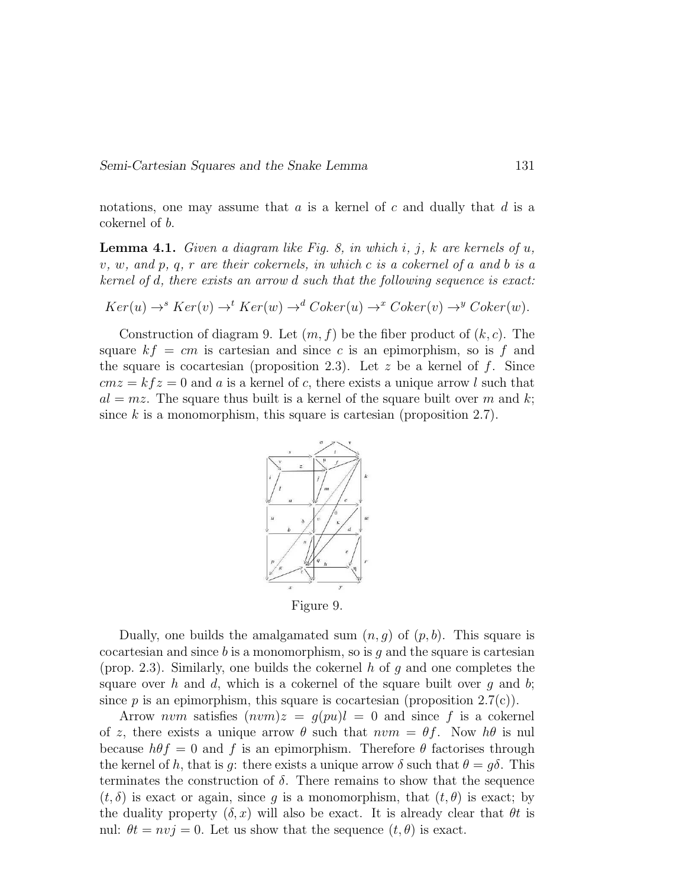notations, one may assume that $a$ is a kernel of $c$ and dually that $d$ is a cokernel of $b$.

**Lemma 4.1.** *Given a diagram like Fig. 8, in which $i$, $j$, $k$ are kernels of $u$, $v$, $w$, and $p$, $q$, $r$ are their cokernels, in which $c$ is a cokernel of $a$ and $b$ is a kernel of $d$, there exists an arrow $d$ such that the following sequence is exact:*

$$Ker(u) \to^s Ker(v) \to^t Ker(w) \to^d Coker(u) \to^x Coker(v) \to^y Coker(w).$$

Construction of diagram 9. Let $(m, f)$ be the fiber product of $(k, c)$. The square $kf = cm$ is cartesian and since $c$ is an epimorphism, so is $f$ and the square is cocartesian (proposition 2.3). Let $z$ be a kernel of $f$. Since $cmz = kfz = 0$ and $a$ is a kernel of $c$, there exists a unique arrow $l$ such that $al = mz$. The square thus built is a kernel of the square built over $m$ and $k$; since $k$ is a monomorphism, this square is cartesian (proposition 2.7).

Figure 9.

Dually, one builds the amalgamated sum $(n, g)$ of $(p, b)$. This square is cocartesian and since $b$ is a monomorphism, so is $g$ and the square is cartesian (prop. 2.3). Similarly, one builds the cokernel $h$ of $g$ and one completes the square over $h$ and $d$, which is a cokernel of the square built over $g$ and $b$; since $p$ is an epimorphism, this square is cocartesian (proposition 2.7(c)).

Arrow $nvm$ satisfies $(nvm)z = g(pu)l = 0$ and since $f$ is a cokernel of $z$, there exists a unique arrow $\theta$ such that $nvm = \theta f$. Now $h\theta$ is nul because $h\theta f = 0$ and $f$ is an epimorphism. Therefore $\theta$ factorises through the kernel of $h$, that is $g$: there exists a unique arrow $\delta$ such that $\theta = g\delta$. This terminates the construction of $\delta$. There remains to show that the sequence $(t, \delta)$ is exact or again, since $g$ is a monomorphism, that $(t, \theta)$ is exact; by the duality property $(\delta, x)$ will also be exact. It is already clear that $\theta t$ is nul: $\theta t = nvj = 0$. Let us show that the sequence $(t, \theta)$ is exact.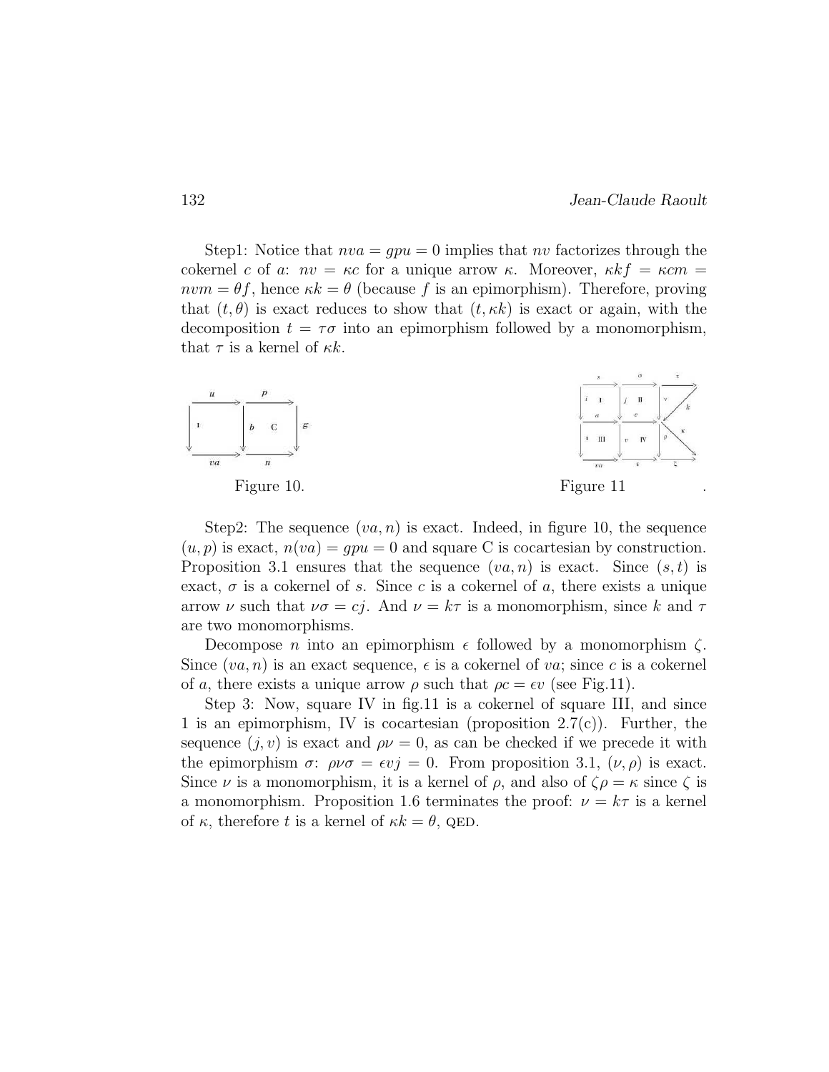Step1: Notice that $nva = gpu = 0$ implies that $nv$ factorizes through the cokernel $c$ of $a$: $nv = \kappa c$ for a unique arrow $\kappa$. Moreover, $\kappa k f = \kappa c m = nvm = \theta f$, hence $\kappa k = \theta$ (because $f$ is an epimorphism). Therefore, proving that $(t, \theta)$ is exact reduces to show that $(t, \kappa k)$ is exact or again, with the decomposition $t = \tau\sigma$ into an epimorphism followed by a monomorphism, that $\tau$ is a kernel of $\kappa k$.

Figure 10.

Figure 11

Step2: The sequence $(va, n)$ is exact. Indeed, in figure 10, the sequence $(u, p)$ is exact, $n(va) = gpu = 0$ and square C is cocartesian by construction. Proposition 3.1 ensures that the sequence $(va, n)$ is exact. Since $(s, t)$ is exact, $\sigma$ is a cokernel of $s$. Since $c$ is a cokernel of $a$, there exists a unique arrow $\nu$ such that $\nu\sigma = cj$. And $\nu = k\tau$ is a monomorphism, since $k$ and $\tau$ are two monomorphisms.

Decompose $n$ into an epimorphism $\epsilon$ followed by a monomorphism $\zeta$. Since $(va, n)$ is an exact sequence, $\epsilon$ is a cokernel of $va$; since $c$ is a cokernel of $a$, there exists a unique arrow $\rho$ such that $\rho c = \epsilon v$ (see Fig.11).

Step 3: Now, square IV in fig.11 is a cokernel of square III, and since 1 is an epimorphism, IV is cocartesian (proposition 2.7(c)). Further, the sequence $(j, v)$ is exact and $\rho\nu = 0$, as can be checked if we precede it with the epimorphism $\sigma$: $\rho\nu\sigma = \epsilon v j = 0$. From proposition 3.1, $(\nu, \rho)$ is exact. Since $\nu$ is a monomorphism, it is a kernel of $\rho$, and also of $\zeta\rho = \kappa$ since $\zeta$ is a monomorphism. Proposition 1.6 terminates the proof: $\nu = k\tau$ is a kernel of $\kappa$, therefore $t$ is a kernel of $\kappa k = \theta$, QED.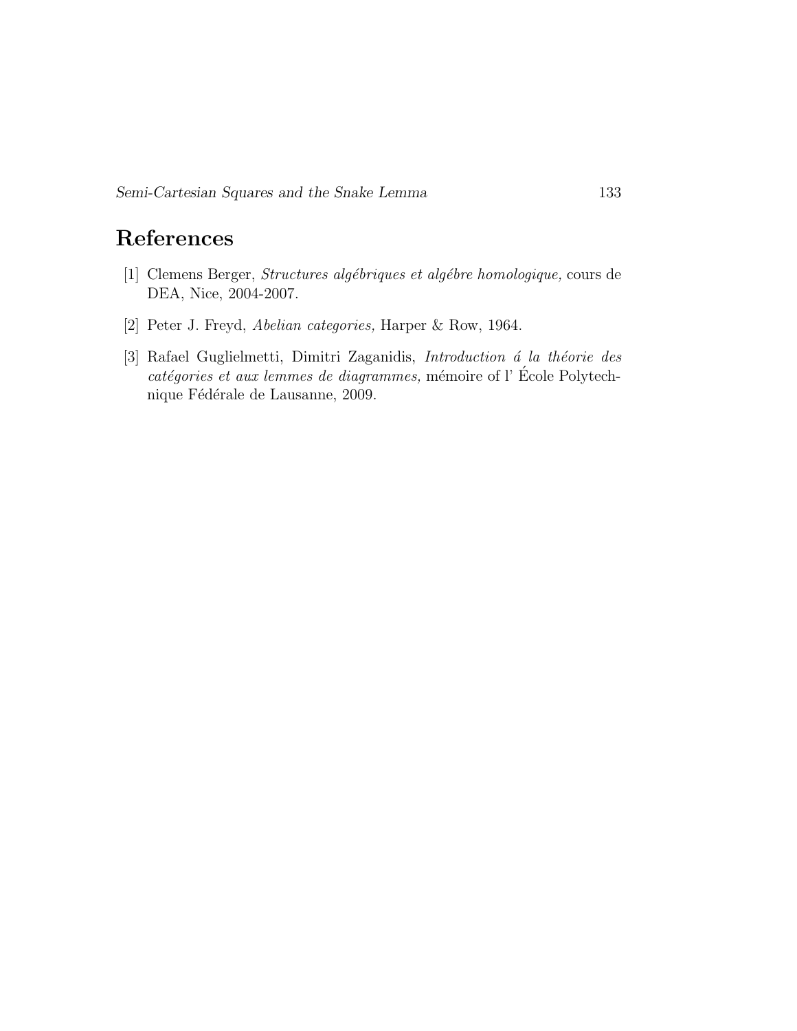# References

[1] Clemens Berger, *Structures algébriques et algébre homologique,* cours de DEA, Nice, 2004-2007.

[2] Peter J. Freyd, *Abelian categories,* Harper & Row, 1964.

[3] Rafael Guglielmetti, Dimitri Zaganidis, *Introduction á la théorie des catégories et aux lemmes de diagrammes,* mémoire of l' École Polytechnique Fédérale de Lausanne, 2009.